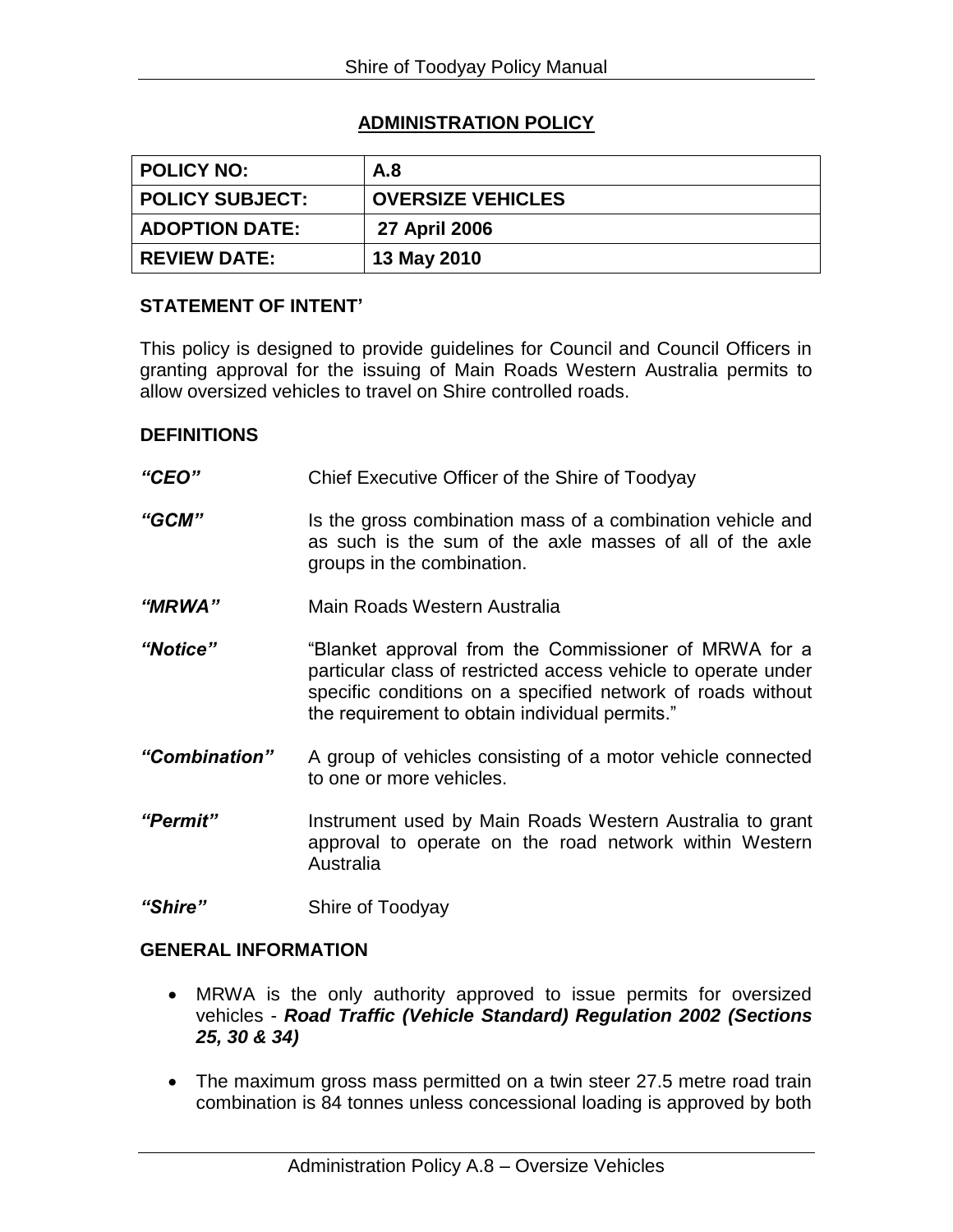# ADMINISTRATION POLICY

| POLICY NO: | A.8 |
|---|---|
| POLICY SUBJECT: | OVERSIZE VEHICLES |
| ADOPTION DATE: | 27 April 2006 |
| REVIEW DATE: | 13 May 2010 |

## STATEMENT OF INTENT'

This policy is designed to provide guidelines for Council and Council Officers in granting approval for the issuing of Main Roads Western Australia permits to allow oversized vehicles to travel on Shire controlled roads.

## DEFINITIONS

***"CEO"*** Chief Executive Officer of the Shire of Toodyay

***"GCM"*** Is the gross combination mass of a combination vehicle and as such is the sum of the axle masses of all of the axle groups in the combination.

***"MRWA"*** Main Roads Western Australia

***"Notice"*** "Blanket approval from the Commissioner of MRWA for a particular class of restricted access vehicle to operate under specific conditions on a specified network of roads without the requirement to obtain individual permits."

***"Combination"*** A group of vehicles consisting of a motor vehicle connected to one or more vehicles.

***"Permit"*** Instrument used by Main Roads Western Australia to grant approval to operate on the road network within Western Australia

***"Shire"*** Shire of Toodyay

## GENERAL INFORMATION

- MRWA is the only authority approved to issue permits for oversized vehicles - ***Road Traffic (Vehicle Standard) Regulation 2002 (Sections 25, 30 & 34)***
- The maximum gross mass permitted on a twin steer 27.5 metre road train combination is 84 tonnes unless concessional loading is approved by both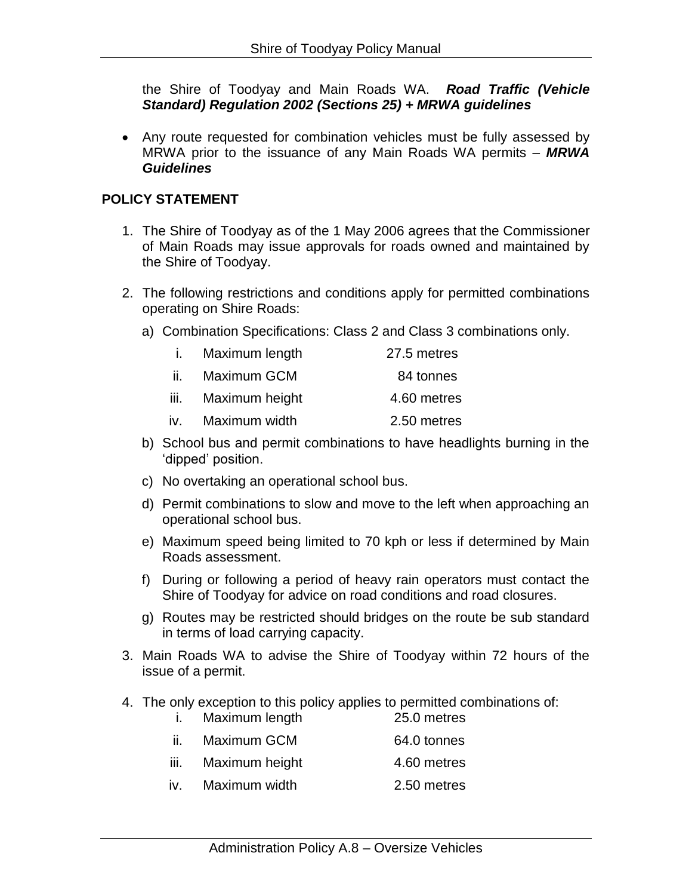the Shire of Toodyay and Main Roads WA. ***Road Traffic (Vehicle Standard) Regulation 2002 (Sections 25) + MRWA guidelines***

- Any route requested for combination vehicles must be fully assessed by MRWA prior to the issuance of any Main Roads WA permits – ***MRWA Guidelines***

## POLICY STATEMENT

1. The Shire of Toodyay as of the 1 May 2006 agrees that the Commissioner of Main Roads may issue approvals for roads owned and maintained by the Shire of Toodyay.

2. The following restrictions and conditions apply for permitted combinations operating on Shire Roads:

   a) Combination Specifications: Class 2 and Class 3 combinations only.

      i. Maximum length 27.5 metres
      ii. Maximum GCM 84 tonnes
      iii. Maximum height 4.60 metres
      iv. Maximum width 2.50 metres

   b) School bus and permit combinations to have headlights burning in the 'dipped' position.

   c) No overtaking an operational school bus.

   d) Permit combinations to slow and move to the left when approaching an operational school bus.

   e) Maximum speed being limited to 70 kph or less if determined by Main Roads assessment.

   f) During or following a period of heavy rain operators must contact the Shire of Toodyay for advice on road conditions and road closures.

   g) Routes may be restricted should bridges on the route be sub standard in terms of load carrying capacity.

3. Main Roads WA to advise the Shire of Toodyay within 72 hours of the issue of a permit.

4. The only exception to this policy applies to permitted combinations of:

   i. Maximum length 25.0 metres
   ii. Maximum GCM 64.0 tonnes
   iii. Maximum height 4.60 metres
   iv. Maximum width 2.50 metres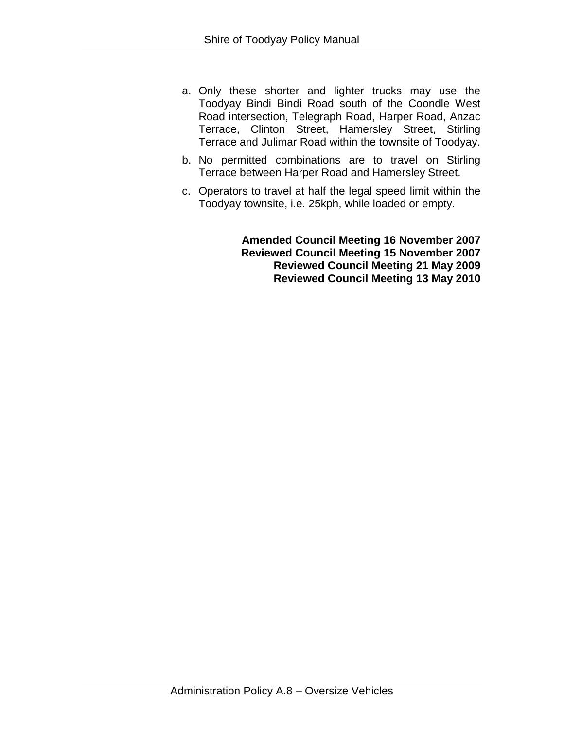a. Only these shorter and lighter trucks may use the Toodyay Bindi Bindi Road south of the Coondle West Road intersection, Telegraph Road, Harper Road, Anzac Terrace, Clinton Street, Hamersley Street, Stirling Terrace and Julimar Road within the townsite of Toodyay.

b. No permitted combinations are to travel on Stirling Terrace between Harper Road and Hamersley Street.

c. Operators to travel at half the legal speed limit within the Toodyay townsite, i.e. 25kph, while loaded or empty.

**Amended Council Meeting 16 November 2007**
**Reviewed Council Meeting 15 November 2007**
**Reviewed Council Meeting 21 May 2009**
**Reviewed Council Meeting 13 May 2010**